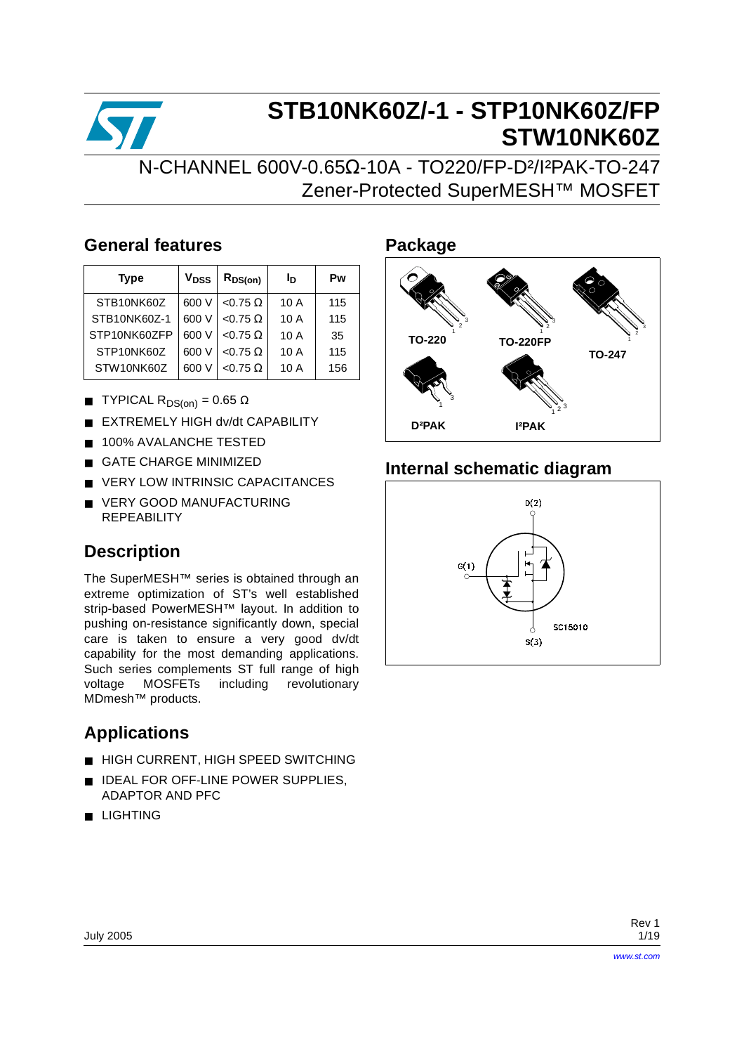# STB10NK60Z/-1 - STP10NK60Z/FP STW10NK60Z

## N-CHANNEL 600V-0.65Ω-10A - TO220/FP-D²/I²PAK-TO-247 Zener-Protected SuperMESH™ MOSFET

## General features

| Type | $V_{DSS}$ | $R_{DS(on)}$ | $I_D$ | Pw |
|---|---|---|---|---|
| STB10NK60Z | 600 V | <0.75 Ω | 10 A | 115 |
| STB10NK60Z-1 | 600 V | <0.75 Ω | 10 A | 115 |
| STP10NK60ZFP | 600 V | <0.75 Ω | 10 A | 35 |
| STP10NK60Z | 600 V | <0.75 Ω | 10 A | 115 |
| STW10NK60Z | 600 V | <0.75 Ω | 10 A | 156 |

- TYPICAL $R_{DS(on)}$ = 0.65 Ω
- EXTREMELY HIGH dv/dt CAPABILITY
- 100% AVALANCHE TESTED
- GATE CHARGE MINIMIZED
- VERY LOW INTRINSIC CAPACITANCES
- VERY GOOD MANUFACTURING REPEABILITY

## Description

The SuperMESH™ series is obtained through an extreme optimization of ST's well established strip-based PowerMESH™ layout. In addition to pushing on-resistance significantly down, special care is taken to ensure a very good dv/dt capability for the most demanding applications. Such series complements ST full range of high voltage MOSFETs including revolutionary MDmesh™ products.

## Applications

- HIGH CURRENT, HIGH SPEED SWITCHING
- IDEAL FOR OFF-LINE POWER SUPPLIES, ADAPTOR AND PFC
- LIGHTING

## Package

TO-220, TO-220FP, TO-247, D²PAK, I²PAK

## Internal schematic diagram

D(2), G(1), S(3), SC15010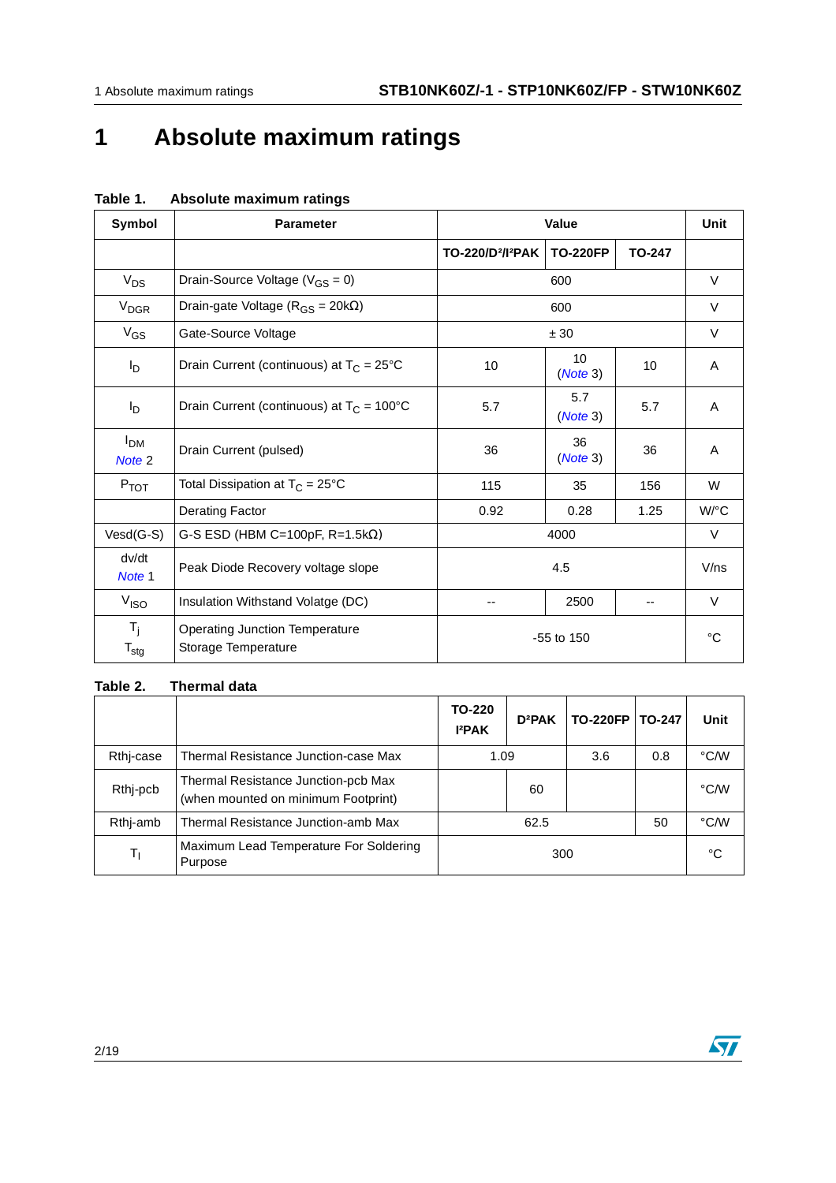# 1 Absolute maximum ratings

**Table 1. Absolute maximum ratings**

| Symbol | Parameter | Value | | | Unit |
|---|---|---|---|---|---|
| | | TO-220/D²/I²PAK | TO-220FP | TO-247 | |
| $V_{DS}$ | Drain-Source Voltage ($V_{GS}$ = 0) | 600 | | | V |
| $V_{DGR}$ | Drain-gate Voltage ($R_{GS}$ = 20kΩ) | 600 | | | V |
| $V_{GS}$ | Gate-Source Voltage | ± 30 | | | V |
| $I_D$ | Drain Current (continuous) at $T_C$ = 25°C | 10 | 10 (Note 3) | 10 | A |
| $I_D$ | Drain Current (continuous) at $T_C$ = 100°C | 5.7 | 5.7 (Note 3) | 5.7 | A |
| $I_{DM}$ Note 2 | Drain Current (pulsed) | 36 | 36 (Note 3) | 36 | A |
| $P_{TOT}$ | Total Dissipation at $T_C$ = 25°C | 115 | 35 | 156 | W |
| | Derating Factor | 0.92 | 0.28 | 1.25 | W/°C |
| Vesd(G-S) | G-S ESD (HBM C=100pF, R=1.5kΩ) | 4000 | | | V |
| dv/dt Note 1 | Peak Diode Recovery voltage slope | 4.5 | | | V/ns |
| $V_{ISO}$ | Insulation Withstand Volatge (DC) | -- | 2500 | -- | V |
| $T_j$ $T_{stg}$ | Operating Junction Temperature Storage Temperature | -55 to 150 | | | °C |

**Table 2. Thermal data**

| | | TO-220 I²PAK | D²PAK | TO-220FP | TO-247 | Unit |
|---|---|---|---|---|---|---|
| Rthj-case | Thermal Resistance Junction-case Max | 1.09 | | 3.6 | 0.8 | °C/W |
| Rthj-pcb | Thermal Resistance Junction-pcb Max (when mounted on minimum Footprint) | | 60 | | | °C/W |
| Rthj-amb | Thermal Resistance Junction-amb Max | 62.5 | | | 50 | °C/W |
| $T_l$ | Maximum Lead Temperature For Soldering Purpose | 300 | | | | °C |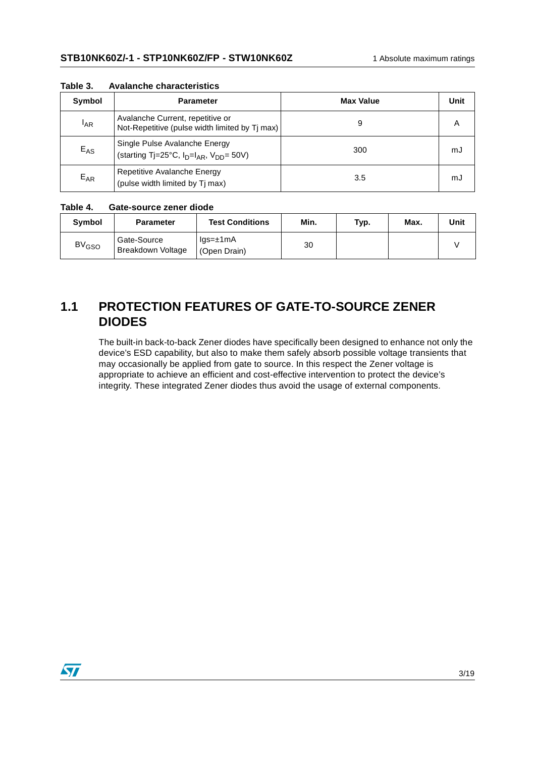**Table 3. Avalanche characteristics**

| Symbol | Parameter | Max Value | Unit |
|---|---|---|---|
| $I_{AR}$ | Avalanche Current, repetitive or Not-Repetitive (pulse width limited by Tj max) | 9 | A |
| $E_{AS}$ | Single Pulse Avalanche Energy (starting Tj=25°C, $I_D$=$I_{AR}$, $V_{DD}$= 50V) | 300 | mJ |
| $E_{AR}$ | Repetitive Avalanche Energy (pulse width limited by Tj max) | 3.5 | mJ |

**Table 4. Gate-source zener diode**

| Symbol | Parameter | Test Conditions | Min. | Typ. | Max. | Unit |
|---|---|---|---|---|---|---|
| $BV_{GSO}$ | Gate-Source Breakdown Voltage | Igs=±1mA (Open Drain) | 30 | | | V |

## 1.1 PROTECTION FEATURES OF GATE-TO-SOURCE ZENER DIODES

The built-in back-to-back Zener diodes have specifically been designed to enhance not only the device's ESD capability, but also to make them safely absorb possible voltage transients that may occasionally be applied from gate to source. In this respect the Zener voltage is appropriate to achieve an efficient and cost-effective intervention to protect the device's integrity. These integrated Zener diodes thus avoid the usage of external components.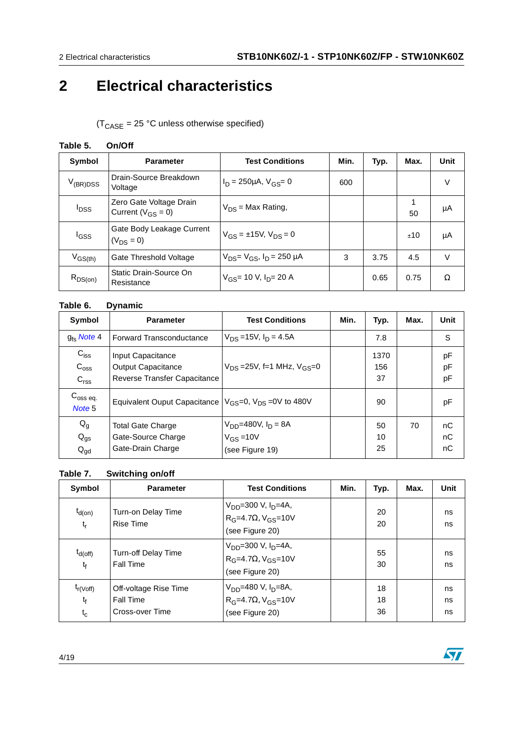# 2 Electrical characteristics

($T_{CASE}$ = 25 °C unless otherwise specified)

**Table 5. On/Off**

| Symbol | Parameter | Test Conditions | Min. | Typ. | Max. | Unit |
|---|---|---|---|---|---|---|
| $V_{(BR)DSS}$ | Drain-Source Breakdown Voltage | $I_D$ = 250µA, $V_{GS}$= 0 | 600 | | | V |
| $I_{DSS}$ | Zero Gate Voltage Drain Current ($V_{GS}$ = 0) | $V_{DS}$ = Max Rating, | | | 1<br>50 | µA |
| $I_{GSS}$ | Gate Body Leakage Current ($V_{DS}$ = 0) | $V_{GS}$ = ±15V, $V_{DS}$ = 0 | | | ±10 | µA |
| $V_{GS(th)}$ | Gate Threshold Voltage | $V_{DS}$= $V_{GS}$, $I_D$ = 250 µA | 3 | 3.75 | 4.5 | V |
| $R_{DS(on)}$ | Static Drain-Source On Resistance | $V_{GS}$= 10 V, $I_D$= 20 A | | 0.65 | 0.75 | Ω |

**Table 6. Dynamic**

| Symbol | Parameter | Test Conditions | Min. | Typ. | Max. | Unit |
|---|---|---|---|---|---|---|
| $g_{fs}$ *Note* 4 | Forward Transconductance | $V_{DS}$ =15V, $I_D$ = 4.5A | | 7.8 | | S |
| $C_{iss}$<br>$C_{oss}$<br>$C_{rss}$ | Input Capacitance<br>Output Capacitance<br>Reverse Transfer Capacitance | $V_{DS}$ =25V, f=1 MHz, $V_{GS}$=0 | | 1370<br>156<br>37 | | pF<br>pF<br>pF |
| $C_{oss\ eq.}$ *Note* 5 | Equivalent Ouput Capacitance | $V_{GS}$=0, $V_{DS}$ =0V to 480V | | 90 | | pF |
| $Q_g$<br>$Q_{gs}$<br>$Q_{gd}$ | Total Gate Charge<br>Gate-Source Charge<br>Gate-Drain Charge | $V_{DD}$=480V, $I_D$ = 8A<br>$V_{GS}$ =10V<br>(see Figure 19) | | 50<br>10<br>25 | 70 | nC<br>nC<br>nC |

**Table 7. Switching on/off**

| Symbol | Parameter | Test Conditions | Min. | Typ. | Max. | Unit |
|---|---|---|---|---|---|---|
| $t_{d(on)}$<br>$t_r$ | Turn-on Delay Time<br>Rise Time | $V_{DD}$=300 V, $I_D$=4A,<br>$R_G$=4.7Ω, $V_{GS}$=10V<br>(see Figure 20) | | 20<br>20 | | ns<br>ns |
| $t_{d(off)}$<br>$t_f$ | Turn-off Delay Time<br>Fall Time | $V_{DD}$=300 V, $I_D$=4A,<br>$R_G$=4.7Ω, $V_{GS}$=10V<br>(see Figure 20) | | 55<br>30 | | ns<br>ns |
| $t_{r(Voff)}$<br>$t_f$<br>$t_c$ | Off-voltage Rise Time<br>Fall Time<br>Cross-over Time | $V_{DD}$=480 V, $I_D$=8A,<br>$R_G$=4.7Ω, $V_{GS}$=10V<br>(see Figure 20) | | 18<br>18<br>36 | | ns<br>ns<br>ns |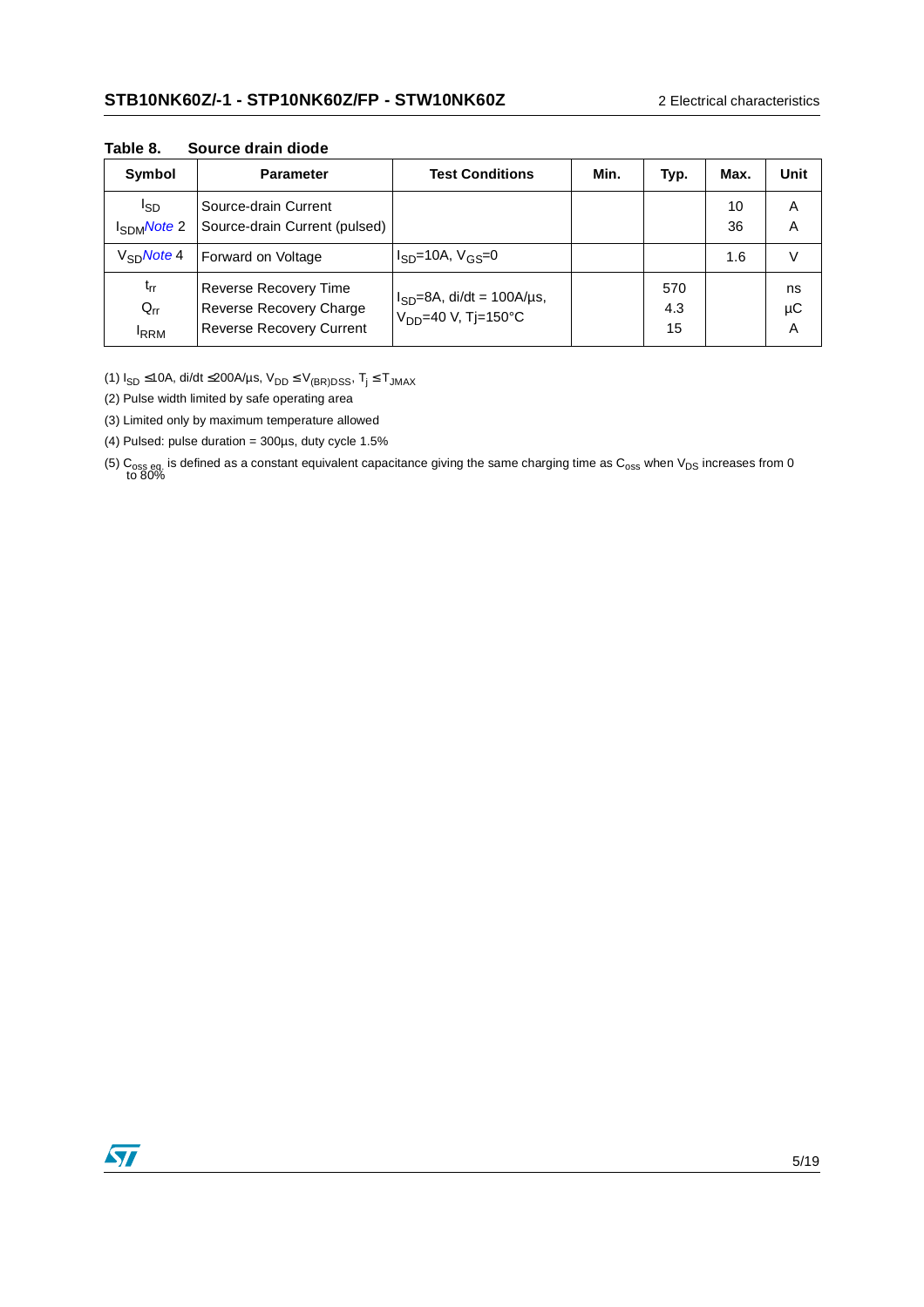**Table 8. Source drain diode**

| Symbol | Parameter | Test Conditions | Min. | Typ. | Max. | Unit |
|---|---|---|---|---|---|---|
| $I_{SD}$<br>$I_{SDM}$ *Note 2* | Source-drain Current<br>Source-drain Current (pulsed) | | | | 10<br>36 | A<br>A |
| $V_{SD}$ *Note 4* | Forward on Voltage | $I_{SD}$=10A, $V_{GS}$=0 | | | 1.6 | V |
| $t_{rr}$<br>$Q_{rr}$<br>$I_{RRM}$ | Reverse Recovery Time<br>Reverse Recovery Charge<br>Reverse Recovery Current | $I_{SD}$=8A, di/dt = 100A/µs,<br>$V_{DD}$=40 V, Tj=150°C | | 570<br>4.3<br>15 | | ns<br>µC<br>A |

(1) $I_{SD} \leq 10A$, di/dt $\leq 200A/\mu s$, $V_{DD} \leq V_{(BR)DSS}$, $T_j \leq T_{JMAX}$

(2) Pulse width limited by safe operating area

(3) Limited only by maximum temperature allowed

(4) Pulsed: pulse duration = 300µs, duty cycle 1.5%

(5) $C_{oss\ eq.}$ is defined as a constant equivalent capacitance giving the same charging time as $C_{oss}$ when $V_{DS}$ increases from 0 to 80%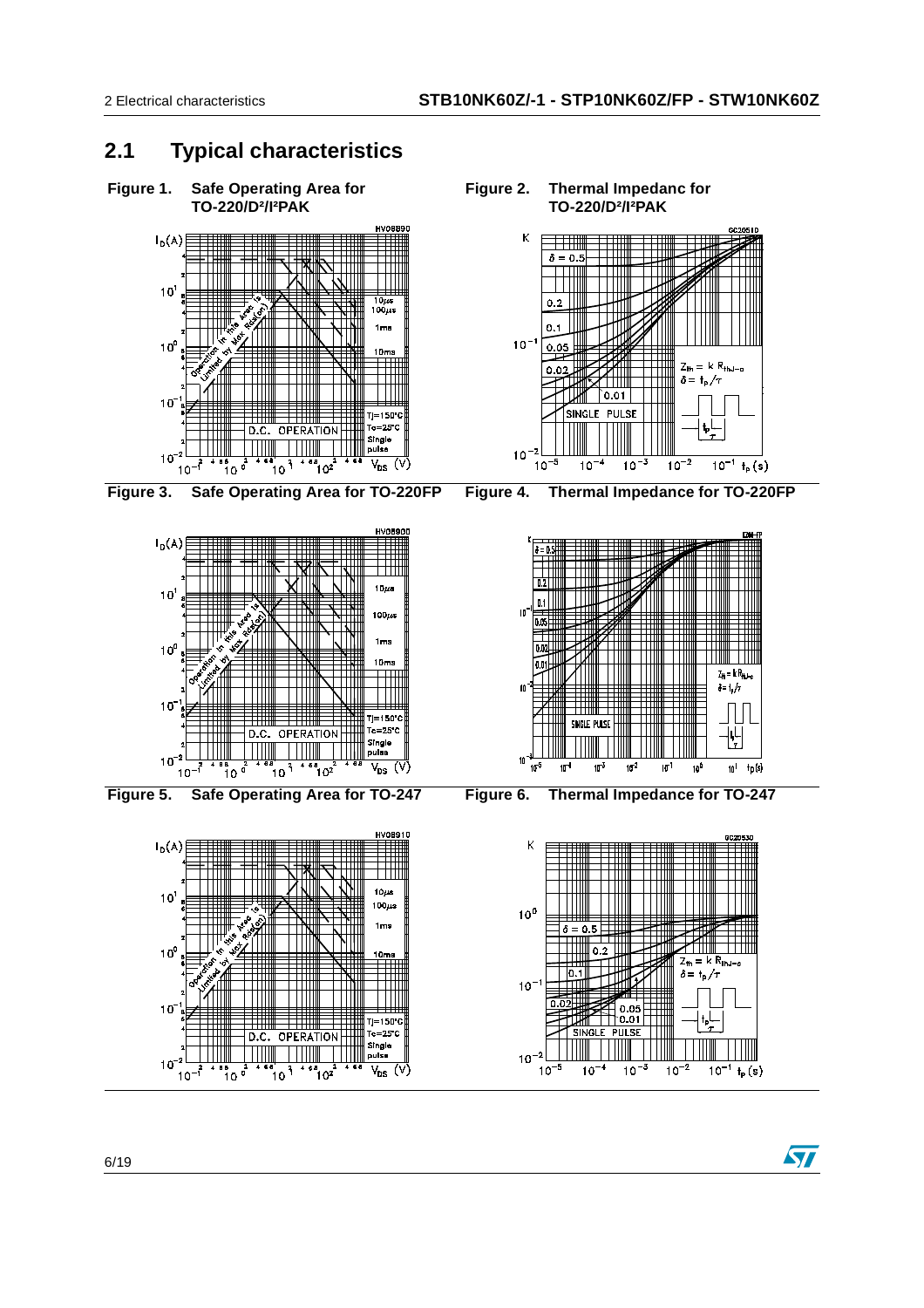## 2.1 Typical characteristics

Figure 1. Safe Operating Area for TO-220/D²/I²PAK

Figure 2. Thermal Impedanc for TO-220/D²/I²PAK

Figure 3. Safe Operating Area for TO-220FP

Figure 4. Thermal Impedance for TO-220FP

Figure 5. Safe Operating Area for TO-247

Figure 6. Thermal Impedance for TO-247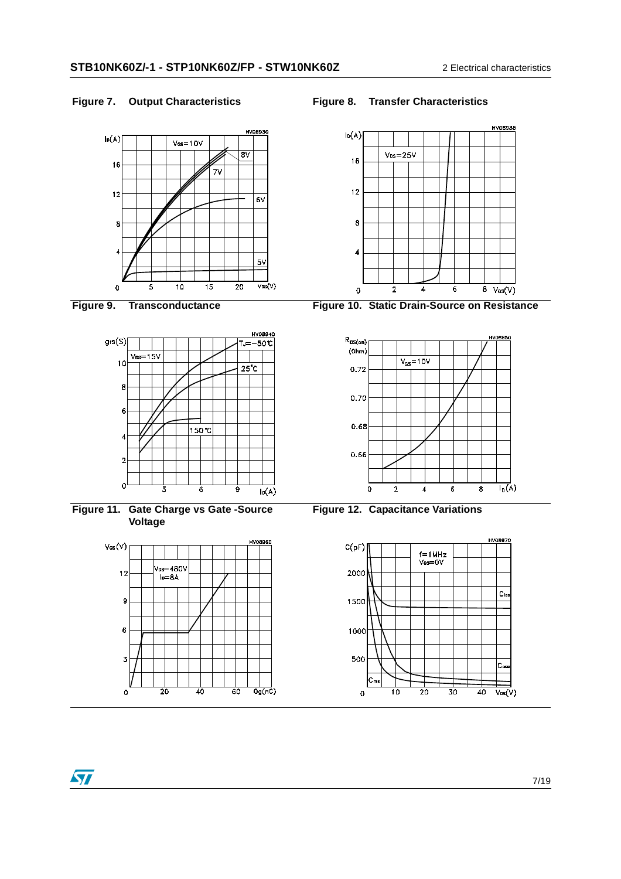**Figure 7. Output Characteristics**

**Figure 8. Transfer Characteristics**

**Figure 9. Transconductance**

**Figure 10. Static Drain-Source on Resistance**

**Figure 11. Gate Charge vs Gate -Source Voltage**

**Figure 12. Capacitance Variations**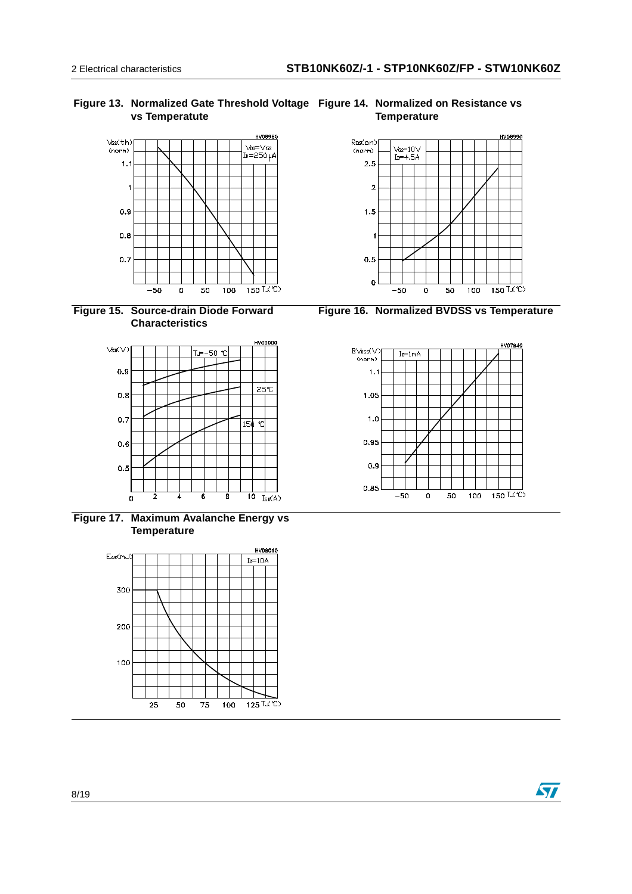**Figure 13. Normalized Gate Threshold Voltage vs Temperatute**

**Figure 14. Normalized on Resistance vs Temperature**

**Figure 15. Source-drain Diode Forward Characteristics**

**Figure 16. Normalized BVDSS vs Temperature**

**Figure 17. Maximum Avalanche Energy vs Temperature**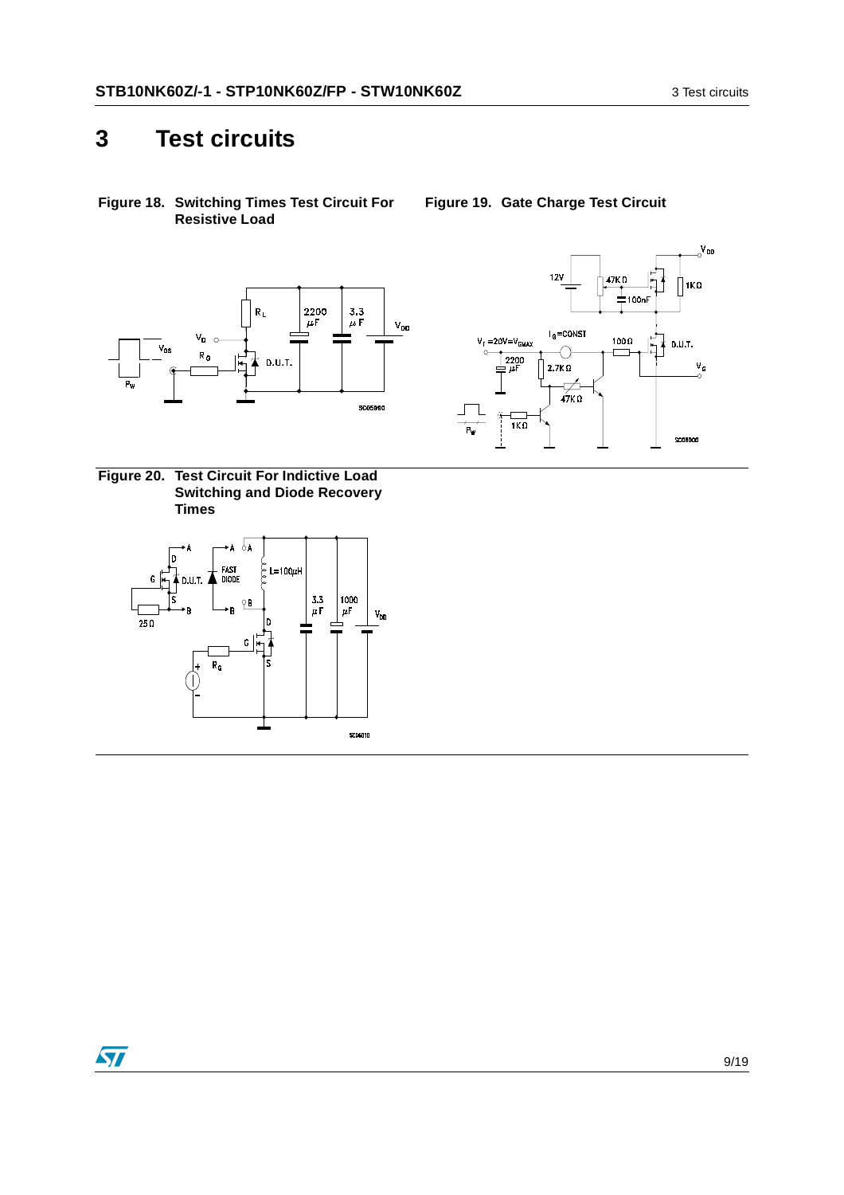# 3 Test circuits

**Figure 18. Switching Times Test Circuit For Resistive Load**

**Figure 19. Gate Charge Test Circuit**

**Figure 20. Test Circuit For Indictive Load Switching and Diode Recovery Times**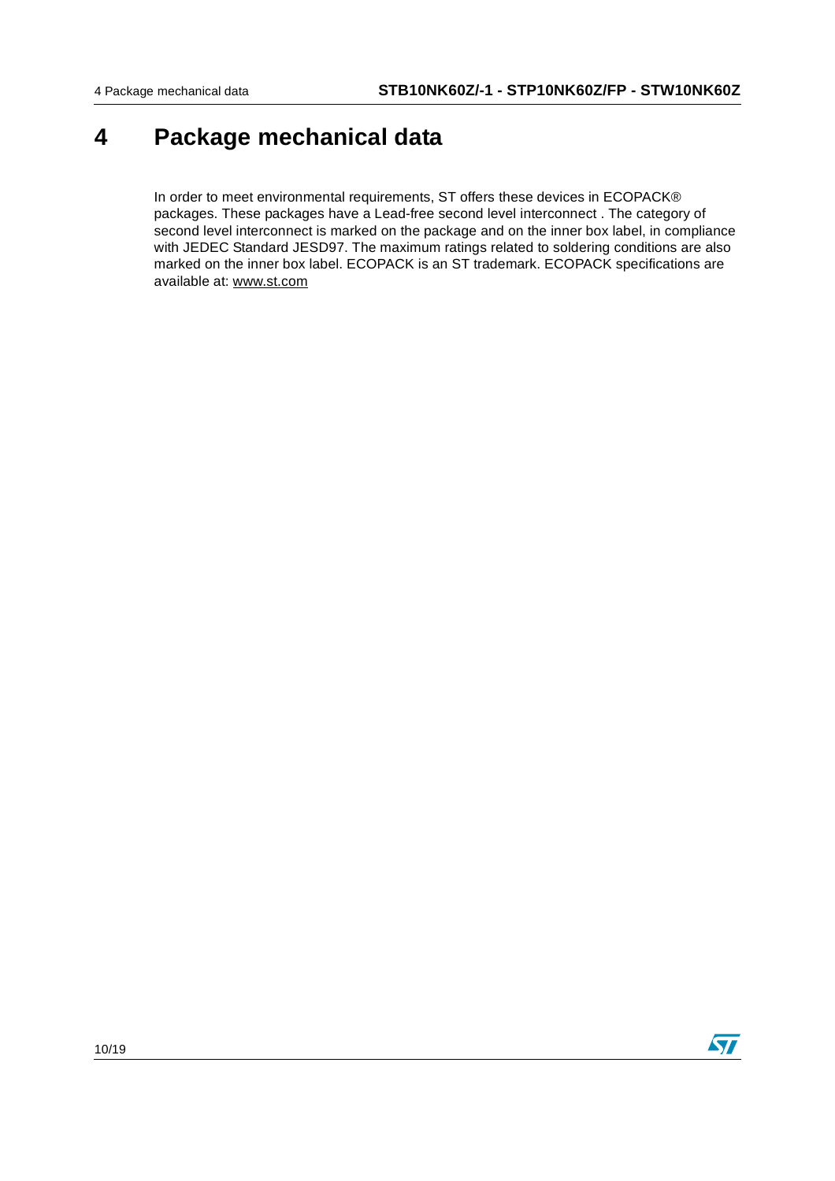# 4 Package mechanical data

In order to meet environmental requirements, ST offers these devices in ECOPACK® packages. These packages have a Lead-free second level interconnect . The category of second level interconnect is marked on the package and on the inner box label, in compliance with JEDEC Standard JESD97. The maximum ratings related to soldering conditions are also marked on the inner box label. ECOPACK is an ST trademark. ECOPACK specifications are available at: www.st.com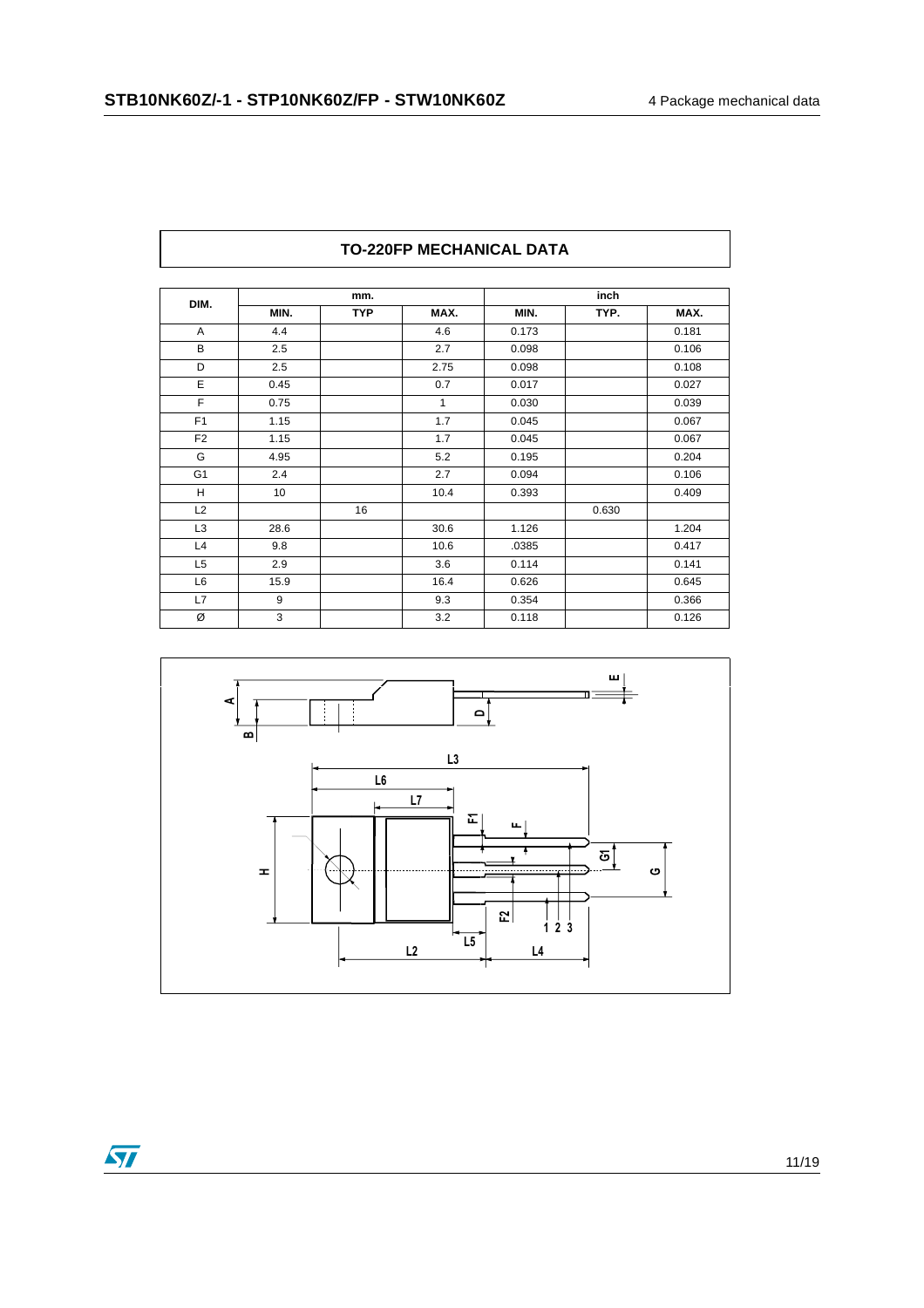## TO-220FP MECHANICAL DATA

| DIM. | mm. | | | inch | | |
|---|---|---|---|---|---|---|
| | MIN. | TYP | MAX. | MIN. | TYP. | MAX. |
| A | 4.4 | | 4.6 | 0.173 | | 0.181 |
| B | 2.5 | | 2.7 | 0.098 | | 0.106 |
| D | 2.5 | | 2.75 | 0.098 | | 0.108 |
| E | 0.45 | | 0.7 | 0.017 | | 0.027 |
| F | 0.75 | | 1 | 0.030 | | 0.039 |
| F1 | 1.15 | | 1.7 | 0.045 | | 0.067 |
| F2 | 1.15 | | 1.7 | 0.045 | | 0.067 |
| G | 4.95 | | 5.2 | 0.195 | | 0.204 |
| G1 | 2.4 | | 2.7 | 0.094 | | 0.106 |
| H | 10 | | 10.4 | 0.393 | | 0.409 |
| L2 | | 16 | | | 0.630 | |
| L3 | 28.6 | | 30.6 | 1.126 | | 1.204 |
| L4 | 9.8 | | 10.6 | .0385 | | 0.417 |
| L5 | 2.9 | | 3.6 | 0.114 | | 0.141 |
| L6 | 15.9 | | 16.4 | 0.626 | | 0.645 |
| L7 | 9 | | 9.3 | 0.354 | | 0.366 |
| Ø | 3 | | 3.2 | 0.118 | | 0.126 |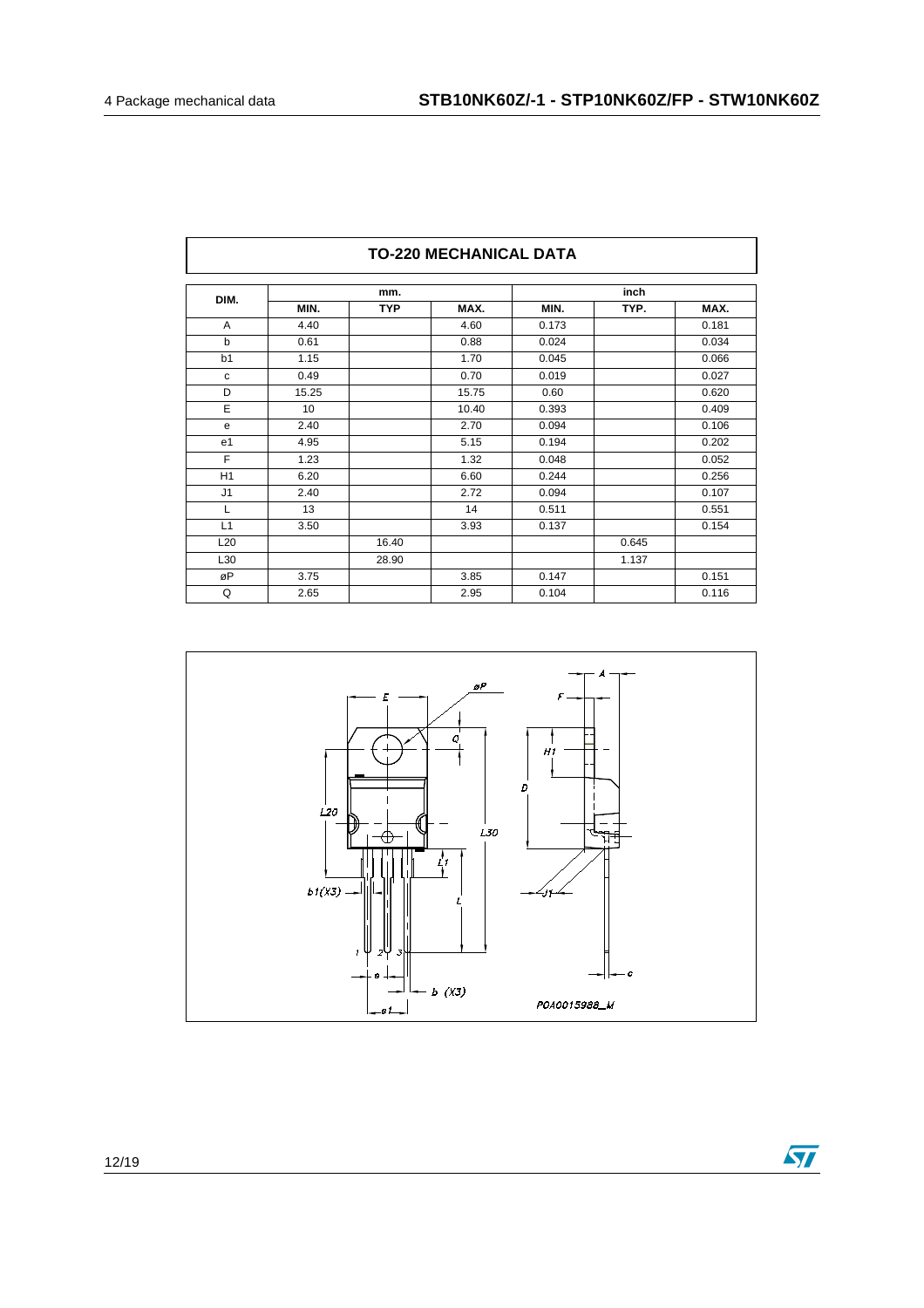## TO-220 MECHANICAL DATA

| DIM. | mm. | | | inch | | |
|---|---|---|---|---|---|---|
| | MIN. | TYP | MAX. | MIN. | TYP. | MAX. |
| A | 4.40 | | 4.60 | 0.173 | | 0.181 |
| b | 0.61 | | 0.88 | 0.024 | | 0.034 |
| b1 | 1.15 | | 1.70 | 0.045 | | 0.066 |
| c | 0.49 | | 0.70 | 0.019 | | 0.027 |
| D | 15.25 | | 15.75 | 0.60 | | 0.620 |
| E | 10 | | 10.40 | 0.393 | | 0.409 |
| e | 2.40 | | 2.70 | 0.094 | | 0.106 |
| e1 | 4.95 | | 5.15 | 0.194 | | 0.202 |
| F | 1.23 | | 1.32 | 0.048 | | 0.052 |
| H1 | 6.20 | | 6.60 | 0.244 | | 0.256 |
| J1 | 2.40 | | 2.72 | 0.094 | | 0.107 |
| L | 13 | | 14 | 0.511 | | 0.551 |
| L1 | 3.50 | | 3.93 | 0.137 | | 0.154 |
| L20 | | 16.40 | | | 0.645 | |
| L30 | | 28.90 | | | 1.137 | |
| øP | 3.75 | | 3.85 | 0.147 | | 0.151 |
| Q | 2.65 | | 2.95 | 0.104 | | 0.116 |

P0A0015988_M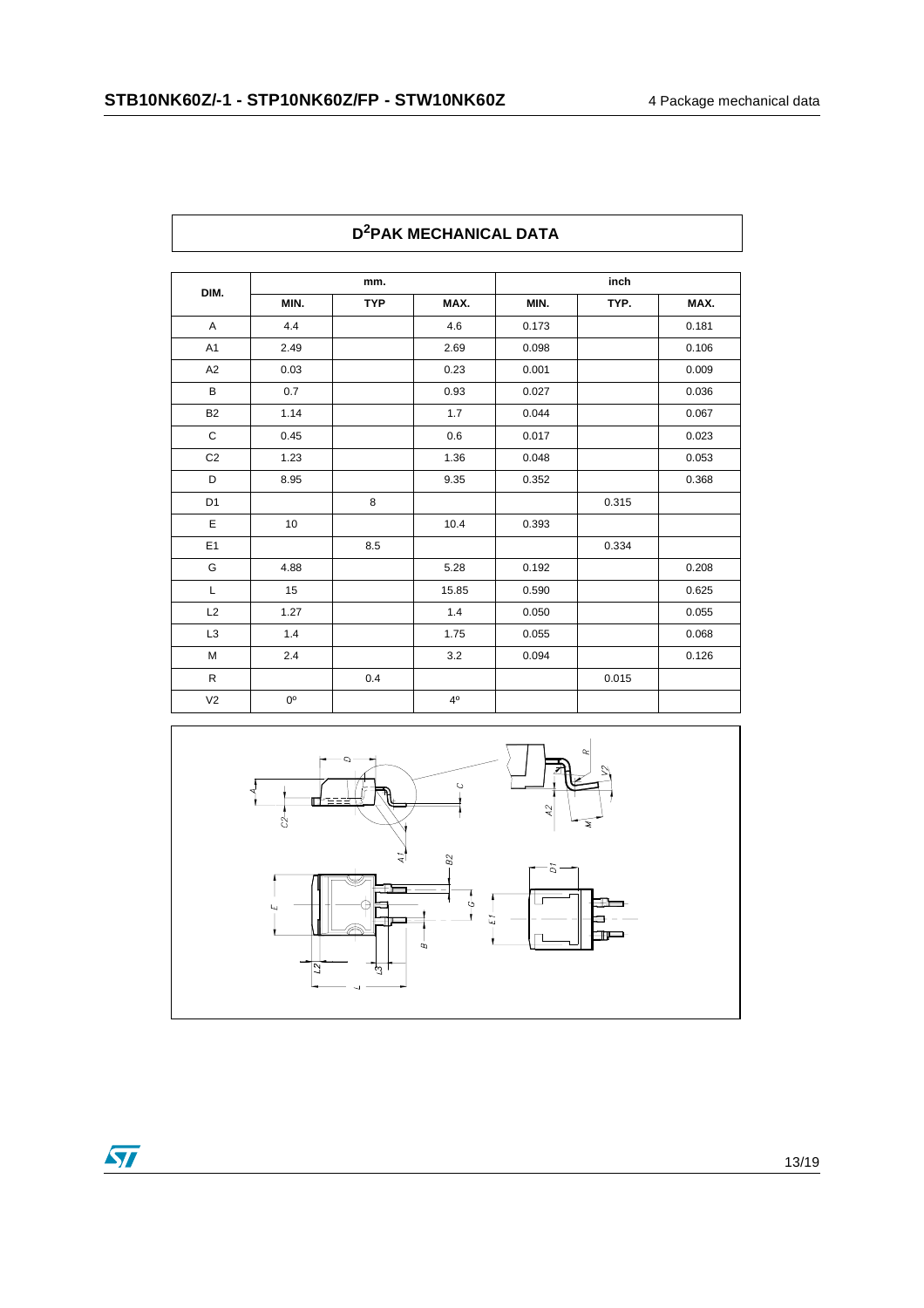## $D^2$PAK MECHANICAL DATA

| DIM. | mm. | | | inch | | |
|---|---|---|---|---|---|---|
| | MIN. | TYP | MAX. | MIN. | TYP. | MAX. |
| A | 4.4 | | 4.6 | 0.173 | | 0.181 |
| A1 | 2.49 | | 2.69 | 0.098 | | 0.106 |
| A2 | 0.03 | | 0.23 | 0.001 | | 0.009 |
| B | 0.7 | | 0.93 | 0.027 | | 0.036 |
| B2 | 1.14 | | 1.7 | 0.044 | | 0.067 |
| C | 0.45 | | 0.6 | 0.017 | | 0.023 |
| C2 | 1.23 | | 1.36 | 0.048 | | 0.053 |
| D | 8.95 | | 9.35 | 0.352 | | 0.368 |
| D1 | | 8 | | | 0.315 | |
| E | 10 | | 10.4 | 0.393 | | |
| E1 | | 8.5 | | | 0.334 | |
| G | 4.88 | | 5.28 | 0.192 | | 0.208 |
| L | 15 | | 15.85 | 0.590 | | 0.625 |
| L2 | 1.27 | | 1.4 | 0.050 | | 0.055 |
| L3 | 1.4 | | 1.75 | 0.055 | | 0.068 |
| M | 2.4 | | 3.2 | 0.094 | | 0.126 |
| R | | 0.4 | | | 0.015 | |
| V2 | 0º | | 4º | | | |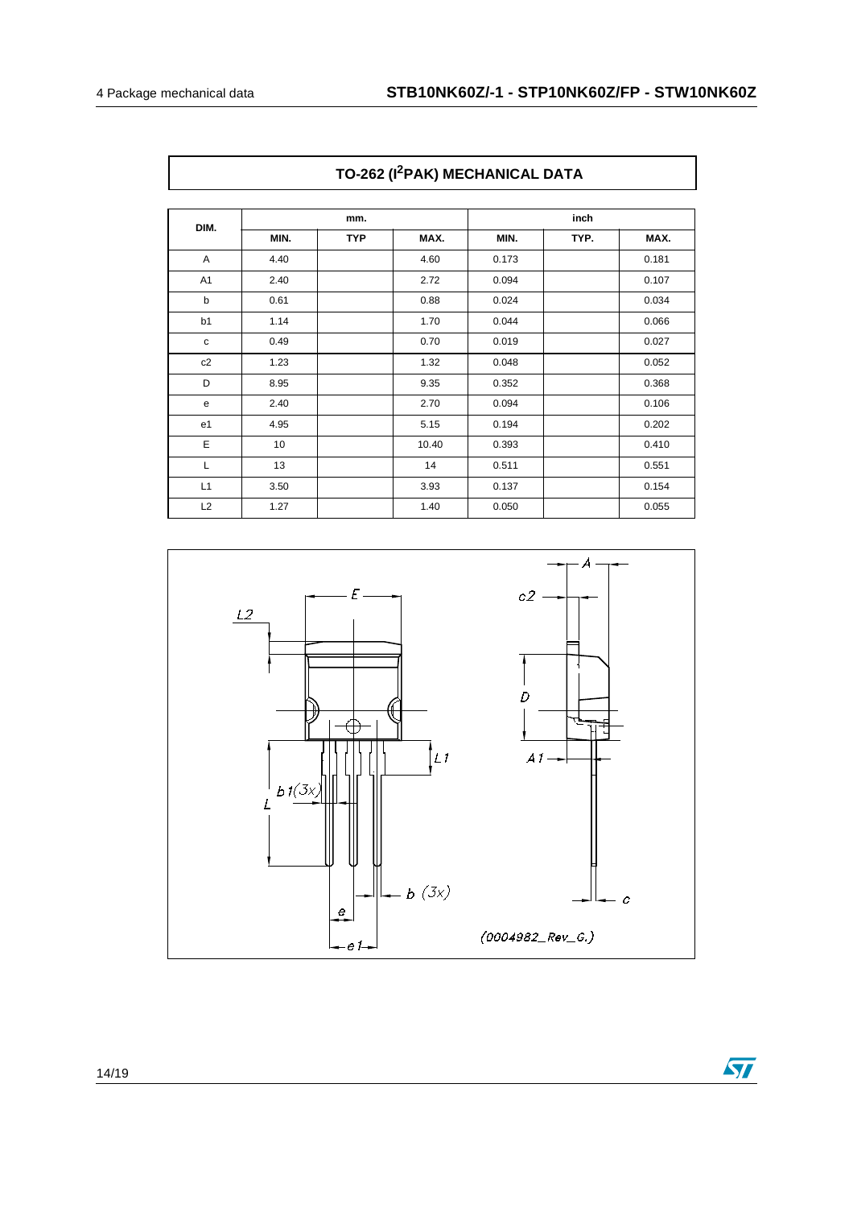## TO-262 (I²PAK) MECHANICAL DATA

| DIM. | mm. | | | inch | | |
|---|---|---|---|---|---|---|
| | MIN. | TYP | MAX. | MIN. | TYP. | MAX. |
| A | 4.40 | | 4.60 | 0.173 | | 0.181 |
| A1 | 2.40 | | 2.72 | 0.094 | | 0.107 |
| b | 0.61 | | 0.88 | 0.024 | | 0.034 |
| b1 | 1.14 | | 1.70 | 0.044 | | 0.066 |
| c | 0.49 | | 0.70 | 0.019 | | 0.027 |
| c2 | 1.23 | | 1.32 | 0.048 | | 0.052 |
| D | 8.95 | | 9.35 | 0.352 | | 0.368 |
| e | 2.40 | | 2.70 | 0.094 | | 0.106 |
| e1 | 4.95 | | 5.15 | 0.194 | | 0.202 |
| E | 10 | | 10.40 | 0.393 | | 0.410 |
| L | 13 | | 14 | 0.511 | | 0.551 |
| L1 | 3.50 | | 3.93 | 0.137 | | 0.154 |
| L2 | 1.27 | | 1.40 | 0.050 | | 0.055 |

(0004982_Rev_G.)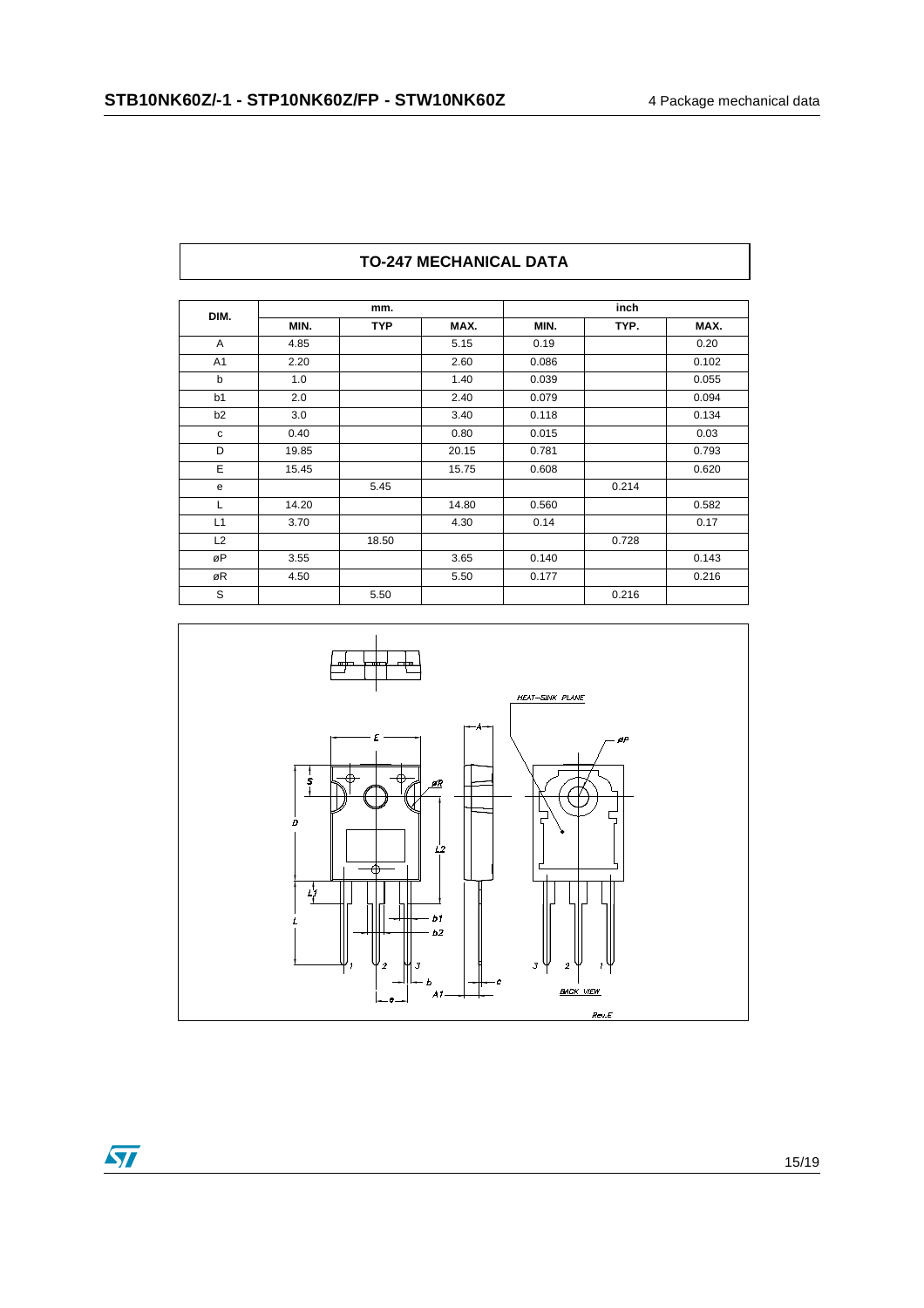## TO-247 MECHANICAL DATA

| DIM. | mm. | | | inch | | |
|---|---|---|---|---|---|---|
| | MIN. | TYP | MAX. | MIN. | TYP. | MAX. |
| A | 4.85 | | 5.15 | 0.19 | | 0.20 |
| A1 | 2.20 | | 2.60 | 0.086 | | 0.102 |
| b | 1.0 | | 1.40 | 0.039 | | 0.055 |
| b1 | 2.0 | | 2.40 | 0.079 | | 0.094 |
| b2 | 3.0 | | 3.40 | 0.118 | | 0.134 |
| c | 0.40 | | 0.80 | 0.015 | | 0.03 |
| D | 19.85 | | 20.15 | 0.781 | | 0.793 |
| E | 15.45 | | 15.75 | 0.608 | | 0.620 |
| e | | 5.45 | | | 0.214 | |
| L | 14.20 | | 14.80 | 0.560 | | 0.582 |
| L1 | 3.70 | | 4.30 | 0.14 | | 0.17 |
| L2 | | 18.50 | | | 0.728 | |
| øP | 3.55 | | 3.65 | 0.140 | | 0.143 |
| øR | 4.50 | | 5.50 | 0.177 | | 0.216 |
| S | | 5.50 | | | 0.216 | |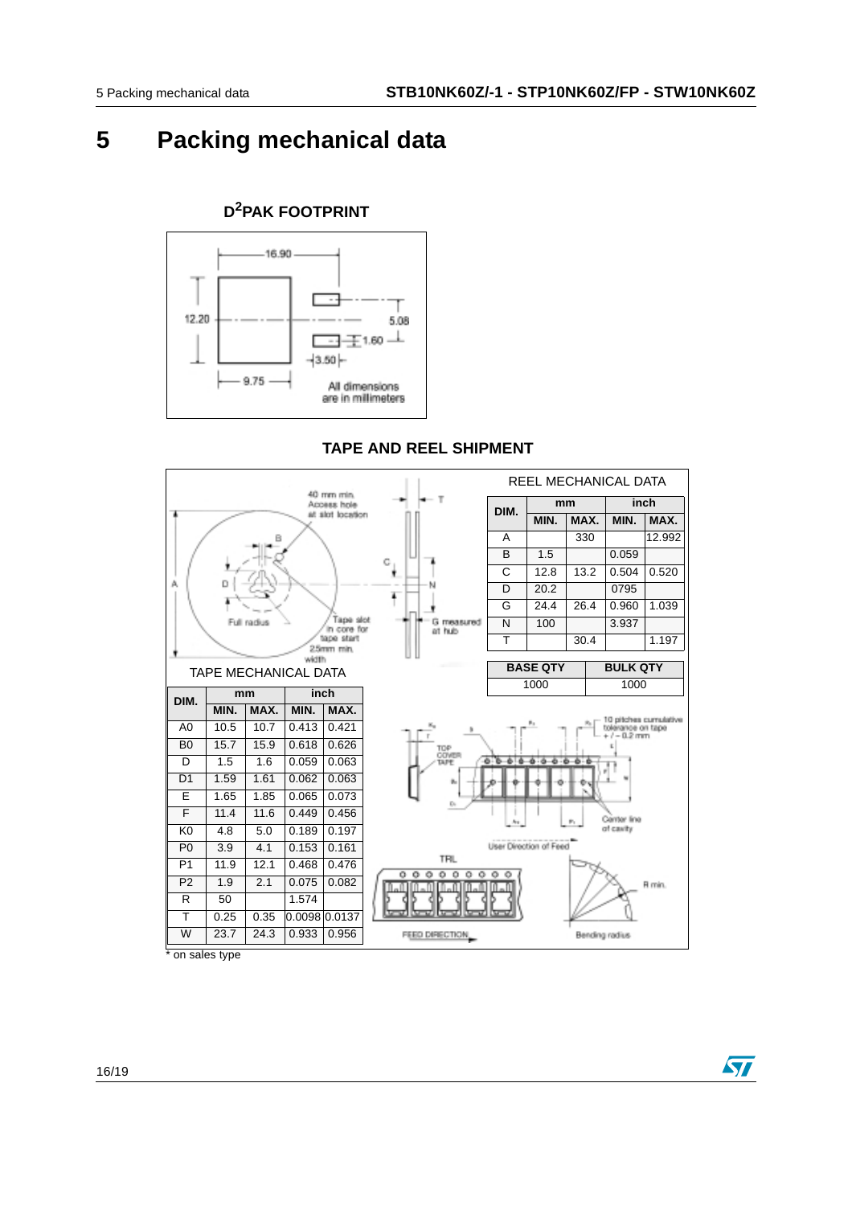# 5 Packing mechanical data

## $D^2$PAK FOOTPRINT

All dimensions are in millimeters

## TAPE AND REEL SHIPMENT

REEL MECHANICAL DATA

| DIM. | mm | | inch | |
|---|---|---|---|---|
| | MIN. | MAX. | MIN. | MAX. |
| A | | 330 | | 12.992 |
| B | 1.5 | | 0.059 | |
| C | 12.8 | 13.2 | 0.504 | 0.520 |
| D | 20.2 | | 0795 | |
| G | 24.4 | 26.4 | 0.960 | 1.039 |
| N | 100 | | 3.937 | |
| T | | 30.4 | | 1.197 |

| BASE QTY | BULK QTY |
|---|---|
| 1000 | 1000 |

TAPE MECHANICAL DATA

| DIM. | mm | | inch | |
|---|---|---|---|---|
| | MIN. | MAX. | MIN. | MAX. |
| A0 | 10.5 | 10.7 | 0.413 | 0.421 |
| B0 | 15.7 | 15.9 | 0.618 | 0.626 |
| D | 1.5 | 1.6 | 0.059 | 0.063 |
| D1 | 1.59 | 1.61 | 0.062 | 0.063 |
| E | 1.65 | 1.85 | 0.065 | 0.073 |
| F | 11.4 | 11.6 | 0.449 | 0.456 |
| K0 | 4.8 | 5.0 | 0.189 | 0.197 |
| P0 | 3.9 | 4.1 | 0.153 | 0.161 |
| P1 | 11.9 | 12.1 | 0.468 | 0.476 |
| P2 | 1.9 | 2.1 | 0.075 | 0.082 |
| R | 50 | | 1.574 | |
| T | 0.25 | 0.35 | 0.0098 | 0.0137 |
| W | 23.7 | 24.3 | 0.933 | 0.956 |

* on sales type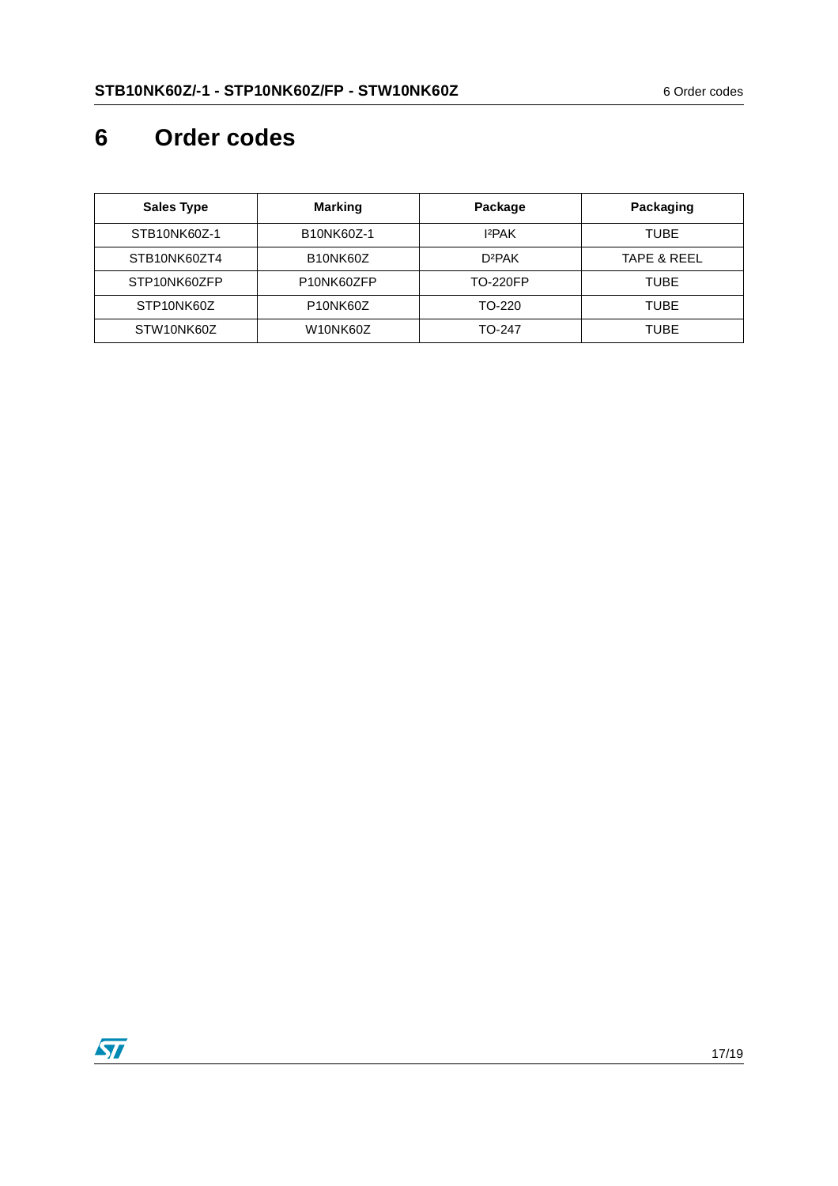# 6 Order codes

| Sales Type | Marking | Package | Packaging |
| --- | --- | --- | --- |
| STB10NK60Z-1 | B10NK60Z-1 | I²PAK | TUBE |
| STB10NK60ZT4 | B10NK60Z | D²PAK | TAPE & REEL |
| STP10NK60ZFP | P10NK60ZFP | TO-220FP | TUBE |
| STP10NK60Z | P10NK60Z | TO-220 | TUBE |
| STW10NK60Z | W10NK60Z | TO-247 | TUBE |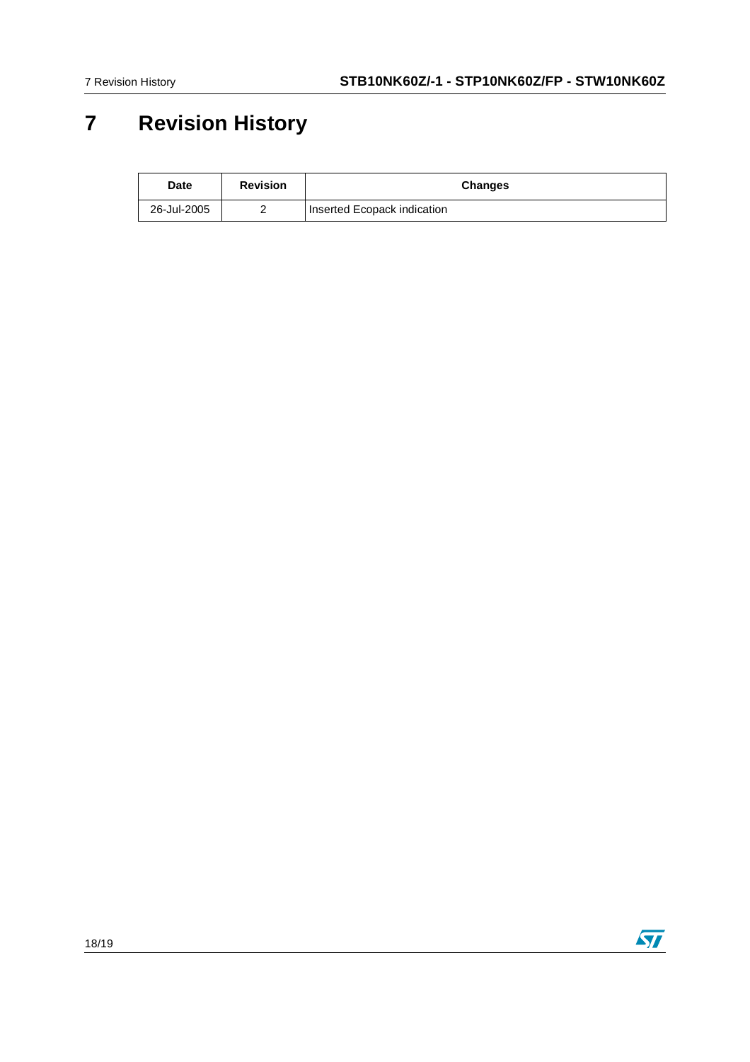# 7 Revision History

| Date | Revision | Changes |
|---|---|---|
| 26-Jul-2005 | 2 | Inserted Ecopack indication |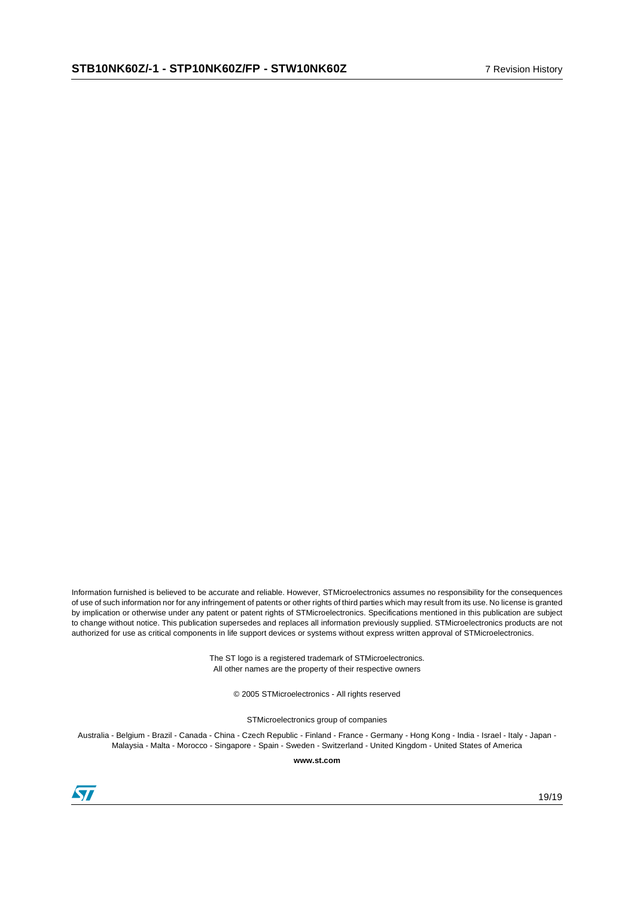Information furnished is believed to be accurate and reliable. However, STMicroelectronics assumes no responsibility for the consequences of use of such information nor for any infringement of patents or other rights of third parties which may result from its use. No license is granted by implication or otherwise under any patent or patent rights of STMicroelectronics. Specifications mentioned in this publication are subject to change without notice. This publication supersedes and replaces all information previously supplied. STMicroelectronics products are not authorized for use as critical components in life support devices or systems without express written approval of STMicroelectronics.

The ST logo is a registered trademark of STMicroelectronics.
All other names are the property of their respective owners

© 2005 STMicroelectronics - All rights reserved

STMicroelectronics group of companies

Australia - Belgium - Brazil - Canada - China - Czech Republic - Finland - France - Germany - Hong Kong - India - Israel - Italy - Japan - Malaysia - Malta - Morocco - Singapore - Spain - Sweden - Switzerland - United Kingdom - United States of America

**www.st.com**